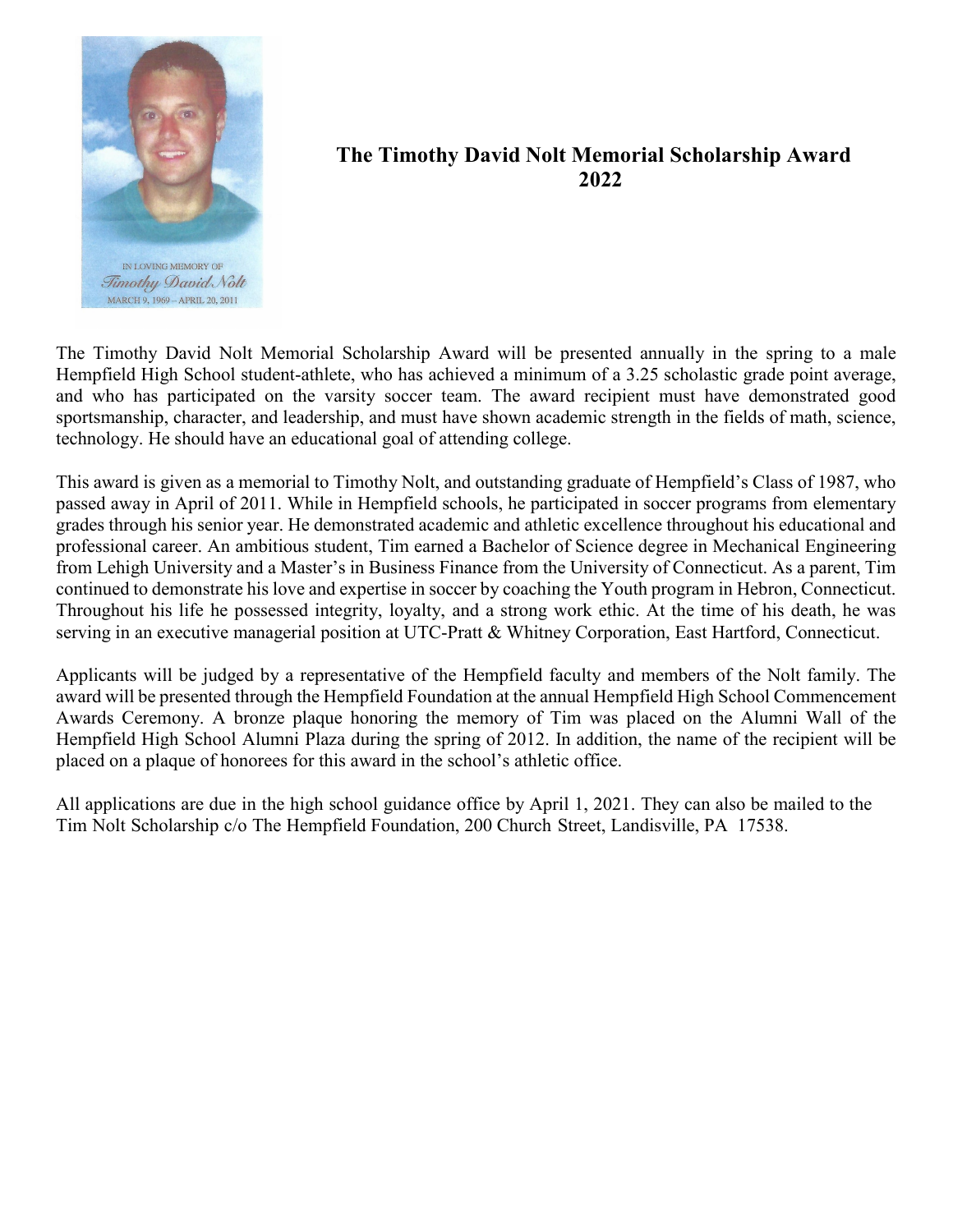## The Timothy David Nolt Memorial Scholarship Award 2022

IN LOVING MEMORY OF
*Timothy David Nolt*
MARCH 9, 1969 – APRIL 20, 2011

The Timothy David Nolt Memorial Scholarship Award will be presented annually in the spring to a male Hempfield High School student-athlete, who has achieved a minimum of a 3.25 scholastic grade point average, and who has participated on the varsity soccer team. The award recipient must have demonstrated good sportsmanship, character, and leadership, and must have shown academic strength in the fields of math, science, technology. He should have an educational goal of attending college.

This award is given as a memorial to Timothy Nolt, and outstanding graduate of Hempfield's Class of 1987, who passed away in April of 2011. While in Hempfield schools, he participated in soccer programs from elementary grades through his senior year. He demonstrated academic and athletic excellence throughout his educational and professional career. An ambitious student, Tim earned a Bachelor of Science degree in Mechanical Engineering from Lehigh University and a Master's in Business Finance from the University of Connecticut. As a parent, Tim continued to demonstrate his love and expertise in soccer by coaching the Youth program in Hebron, Connecticut. Throughout his life he possessed integrity, loyalty, and a strong work ethic. At the time of his death, he was serving in an executive managerial position at UTC-Pratt & Whitney Corporation, East Hartford, Connecticut.

Applicants will be judged by a representative of the Hempfield faculty and members of the Nolt family. The award will be presented through the Hempfield Foundation at the annual Hempfield High School Commencement Awards Ceremony. A bronze plaque honoring the memory of Tim was placed on the Alumni Wall of the Hempfield High School Alumni Plaza during the spring of 2012. In addition, the name of the recipient will be placed on a plaque of honorees for this award in the school's athletic office.

All applications are due in the high school guidance office by April 1, 2021. They can also be mailed to the Tim Nolt Scholarship c/o The Hempfield Foundation, 200 Church Street, Landisville, PA 17538.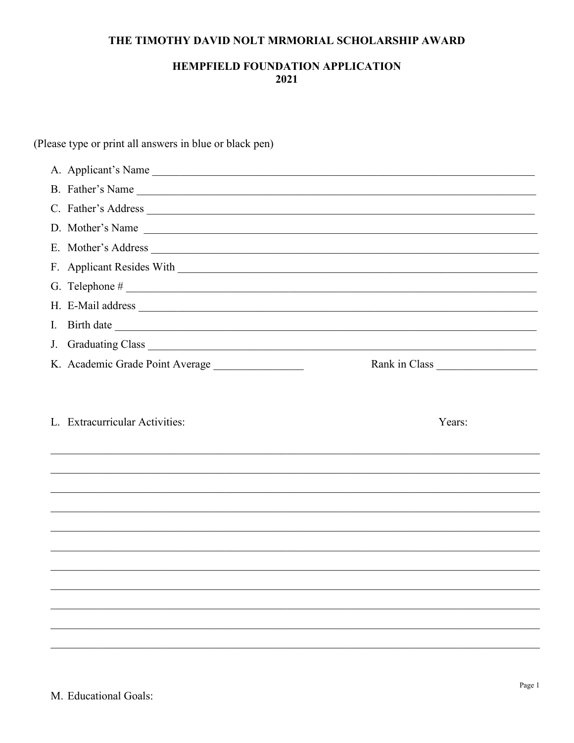**THE TIMOTHY DAVID NOLT MRMORIAL SCHOLARSHIP AWARD**

**HEMPFIELD FOUNDATION APPLICATION**
**2021**

(Please type or print all answers in blue or black pen)

A. Applicant's Name ______________________________________________

B. Father's Name ______________________________________________

C. Father's Address ______________________________________________

D. Mother's Name ______________________________________________

E. Mother's Address ______________________________________________

F. Applicant Resides With ______________________________________________

G. Telephone # ______________________________________________

H. E-Mail address ______________________________________________

I. Birth date ______________________________________________

J. Graduating Class ______________________________________________

K. Academic Grade Point Average ________________ Rank in Class __________________

L. Extracurricular Activities: Years:

______________________________________________________________________

______________________________________________________________________

______________________________________________________________________

______________________________________________________________________

______________________________________________________________________

______________________________________________________________________

______________________________________________________________________

______________________________________________________________________

______________________________________________________________________

______________________________________________________________________

______________________________________________________________________

M. Educational Goals: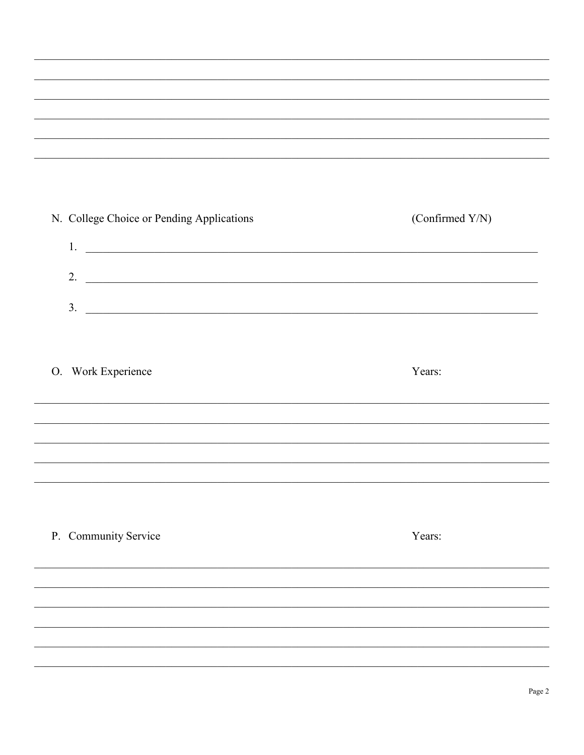N. College Choice or Pending Applications (Confirmed Y/N)

1. ________________________________________________

2. ________________________________________________

3. ________________________________________________

O. Work Experience Years:

P. Community Service Years: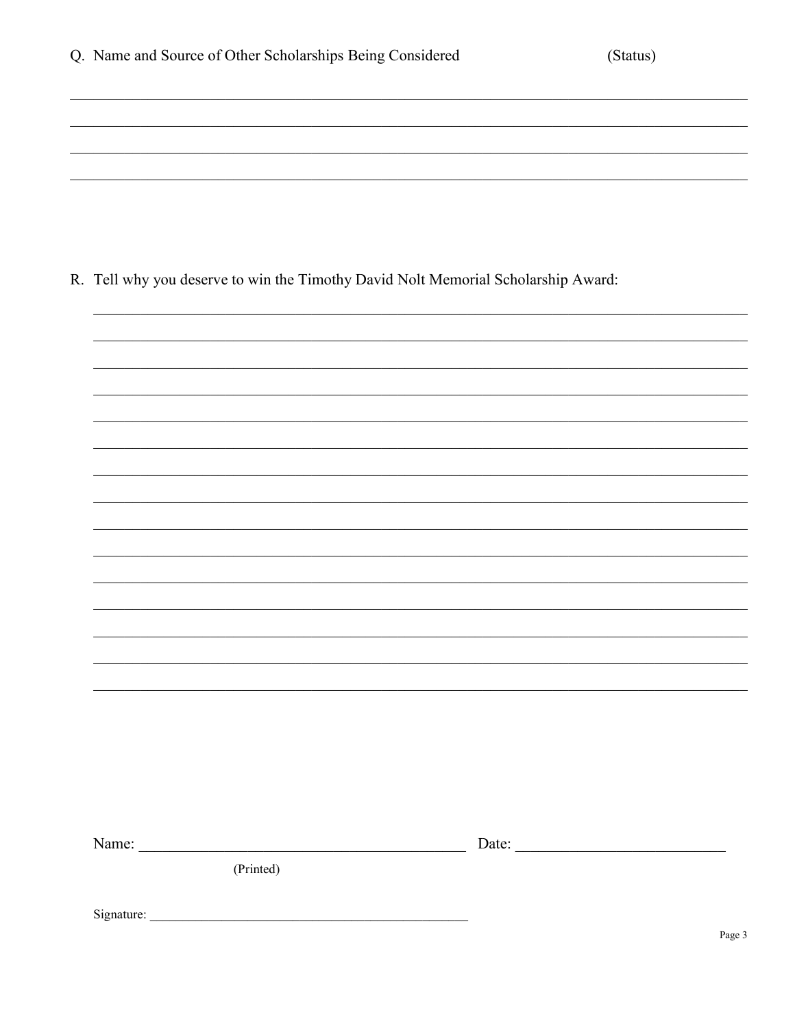Q. Name and Source of Other Scholarships Being Considered (Status)

\_\_\_\_\_\_\_\_\_\_\_\_\_\_\_\_\_\_\_\_\_\_\_\_\_\_\_\_\_\_\_\_\_\_\_\_\_\_\_\_\_\_\_\_\_\_\_\_\_\_\_\_\_\_\_\_\_\_\_\_\_\_\_\_\_\_\_\_\_\_\_\_\_\_\_\_\_\_\_\_

\_\_\_\_\_\_\_\_\_\_\_\_\_\_\_\_\_\_\_\_\_\_\_\_\_\_\_\_\_\_\_\_\_\_\_\_\_\_\_\_\_\_\_\_\_\_\_\_\_\_\_\_\_\_\_\_\_\_\_\_\_\_\_\_\_\_\_\_\_\_\_\_\_\_\_\_\_\_\_\_

\_\_\_\_\_\_\_\_\_\_\_\_\_\_\_\_\_\_\_\_\_\_\_\_\_\_\_\_\_\_\_\_\_\_\_\_\_\_\_\_\_\_\_\_\_\_\_\_\_\_\_\_\_\_\_\_\_\_\_\_\_\_\_\_\_\_\_\_\_\_\_\_\_\_\_\_\_\_\_\_

\_\_\_\_\_\_\_\_\_\_\_\_\_\_\_\_\_\_\_\_\_\_\_\_\_\_\_\_\_\_\_\_\_\_\_\_\_\_\_\_\_\_\_\_\_\_\_\_\_\_\_\_\_\_\_\_\_\_\_\_\_\_\_\_\_\_\_\_\_\_\_\_\_\_\_\_\_\_\_\_

R. Tell why you deserve to win the Timothy David Nolt Memorial Scholarship Award:

\_\_\_\_\_\_\_\_\_\_\_\_\_\_\_\_\_\_\_\_\_\_\_\_\_\_\_\_\_\_\_\_\_\_\_\_\_\_\_\_\_\_\_\_\_\_\_\_\_\_\_\_\_\_\_\_\_\_\_\_\_\_\_\_\_\_\_\_\_\_\_\_\_\_\_\_\_\_

\_\_\_\_\_\_\_\_\_\_\_\_\_\_\_\_\_\_\_\_\_\_\_\_\_\_\_\_\_\_\_\_\_\_\_\_\_\_\_\_\_\_\_\_\_\_\_\_\_\_\_\_\_\_\_\_\_\_\_\_\_\_\_\_\_\_\_\_\_\_\_\_\_\_\_\_\_\_

\_\_\_\_\_\_\_\_\_\_\_\_\_\_\_\_\_\_\_\_\_\_\_\_\_\_\_\_\_\_\_\_\_\_\_\_\_\_\_\_\_\_\_\_\_\_\_\_\_\_\_\_\_\_\_\_\_\_\_\_\_\_\_\_\_\_\_\_\_\_\_\_\_\_\_\_\_\_

\_\_\_\_\_\_\_\_\_\_\_\_\_\_\_\_\_\_\_\_\_\_\_\_\_\_\_\_\_\_\_\_\_\_\_\_\_\_\_\_\_\_\_\_\_\_\_\_\_\_\_\_\_\_\_\_\_\_\_\_\_\_\_\_\_\_\_\_\_\_\_\_\_\_\_\_\_\_

\_\_\_\_\_\_\_\_\_\_\_\_\_\_\_\_\_\_\_\_\_\_\_\_\_\_\_\_\_\_\_\_\_\_\_\_\_\_\_\_\_\_\_\_\_\_\_\_\_\_\_\_\_\_\_\_\_\_\_\_\_\_\_\_\_\_\_\_\_\_\_\_\_\_\_\_\_\_

\_\_\_\_\_\_\_\_\_\_\_\_\_\_\_\_\_\_\_\_\_\_\_\_\_\_\_\_\_\_\_\_\_\_\_\_\_\_\_\_\_\_\_\_\_\_\_\_\_\_\_\_\_\_\_\_\_\_\_\_\_\_\_\_\_\_\_\_\_\_\_\_\_\_\_\_\_\_

\_\_\_\_\_\_\_\_\_\_\_\_\_\_\_\_\_\_\_\_\_\_\_\_\_\_\_\_\_\_\_\_\_\_\_\_\_\_\_\_\_\_\_\_\_\_\_\_\_\_\_\_\_\_\_\_\_\_\_\_\_\_\_\_\_\_\_\_\_\_\_\_\_\_\_\_\_\_

\_\_\_\_\_\_\_\_\_\_\_\_\_\_\_\_\_\_\_\_\_\_\_\_\_\_\_\_\_\_\_\_\_\_\_\_\_\_\_\_\_\_\_\_\_\_\_\_\_\_\_\_\_\_\_\_\_\_\_\_\_\_\_\_\_\_\_\_\_\_\_\_\_\_\_\_\_\_

\_\_\_\_\_\_\_\_\_\_\_\_\_\_\_\_\_\_\_\_\_\_\_\_\_\_\_\_\_\_\_\_\_\_\_\_\_\_\_\_\_\_\_\_\_\_\_\_\_\_\_\_\_\_\_\_\_\_\_\_\_\_\_\_\_\_\_\_\_\_\_\_\_\_\_\_\_\_

\_\_\_\_\_\_\_\_\_\_\_\_\_\_\_\_\_\_\_\_\_\_\_\_\_\_\_\_\_\_\_\_\_\_\_\_\_\_\_\_\_\_\_\_\_\_\_\_\_\_\_\_\_\_\_\_\_\_\_\_\_\_\_\_\_\_\_\_\_\_\_\_\_\_\_\_\_\_

\_\_\_\_\_\_\_\_\_\_\_\_\_\_\_\_\_\_\_\_\_\_\_\_\_\_\_\_\_\_\_\_\_\_\_\_\_\_\_\_\_\_\_\_\_\_\_\_\_\_\_\_\_\_\_\_\_\_\_\_\_\_\_\_\_\_\_\_\_\_\_\_\_\_\_\_\_\_

\_\_\_\_\_\_\_\_\_\_\_\_\_\_\_\_\_\_\_\_\_\_\_\_\_\_\_\_\_\_\_\_\_\_\_\_\_\_\_\_\_\_\_\_\_\_\_\_\_\_\_\_\_\_\_\_\_\_\_\_\_\_\_\_\_\_\_\_\_\_\_\_\_\_\_\_\_\_

\_\_\_\_\_\_\_\_\_\_\_\_\_\_\_\_\_\_\_\_\_\_\_\_\_\_\_\_\_\_\_\_\_\_\_\_\_\_\_\_\_\_\_\_\_\_\_\_\_\_\_\_\_\_\_\_\_\_\_\_\_\_\_\_\_\_\_\_\_\_\_\_\_\_\_\_\_\_

\_\_\_\_\_\_\_\_\_\_\_\_\_\_\_\_\_\_\_\_\_\_\_\_\_\_\_\_\_\_\_\_\_\_\_\_\_\_\_\_\_\_\_\_\_\_\_\_\_\_\_\_\_\_\_\_\_\_\_\_\_\_\_\_\_\_\_\_\_\_\_\_\_\_\_\_\_\_

\_\_\_\_\_\_\_\_\_\_\_\_\_\_\_\_\_\_\_\_\_\_\_\_\_\_\_\_\_\_\_\_\_\_\_\_\_\_\_\_\_\_\_\_\_\_\_\_\_\_\_\_\_\_\_\_\_\_\_\_\_\_\_\_\_\_\_\_\_\_\_\_\_\_\_\_\_\_

Name: \_\_\_\_\_\_\_\_\_\_\_\_\_\_\_\_\_\_\_\_\_\_\_\_\_\_\_\_\_\_\_\_\_\_\_\_\_\_\_\_ Date: \_\_\_\_\_\_\_\_\_\_\_\_\_\_\_\_\_\_\_\_\_\_\_\_\_\_

(Printed)

Signature: \_\_\_\_\_\_\_\_\_\_\_\_\_\_\_\_\_\_\_\_\_\_\_\_\_\_\_\_\_\_\_\_\_\_\_\_\_\_\_\_\_\_\_\_\_\_\_\_